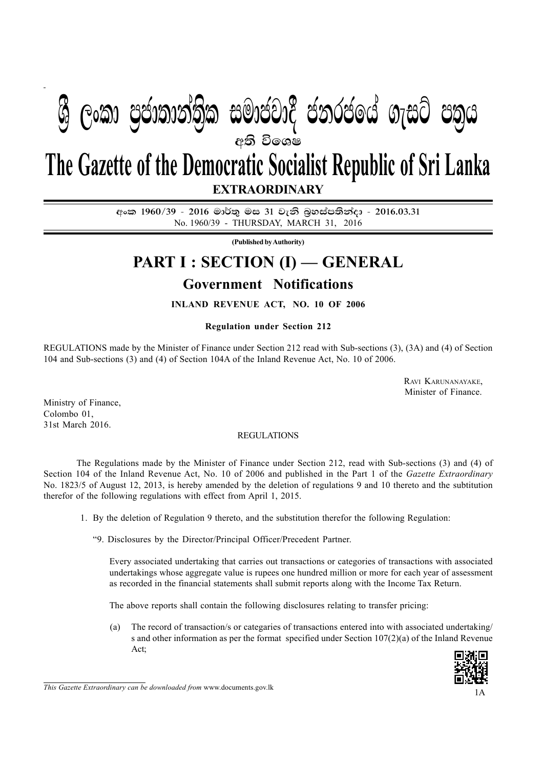# ශ්‍රී ලංකා ප්‍රජාතාන්ත්‍රික සමාජවාදී ජනරජයේ ගැසට් පත්‍රය

**අති විශෙෂ**

# The Gazette of the Democratic Socialist Republic of Sri Lanka

**EXTRAORDINARY**

අංක 1960/39 - 2016 මාර්තු මස 31 වැනි බ්‍රහස්පතින්දා - 2016.03.31

No. 1960/39 - THURSDAY, MARCH 31, 2016

**(Published by Authority)**

## PART I : SECTION (I) — GENERAL

### Government Notifications

**INLAND REVENUE ACT, NO. 10 OF 2006**

**Regulation under Section 212**

REGULATIONS made by the Minister of Finance under Section 212 read with Sub-sections (3), (3A) and (4) of Section 104 and Sub-sections (3) and (4) of Section 104A of the Inland Revenue Act, No. 10 of 2006.

RAVI KARUNANAYAKE,
Minister of Finance.

Ministry of Finance,
Colombo 01,
31st March 2016.

REGULATIONS

The Regulations made by the Minister of Finance under Section 212, read with Sub-sections (3) and (4) of Section 104 of the Inland Revenue Act, No. 10 of 2006 and published in the Part 1 of the *Gazette Extraordinary* No. 1823/5 of August 12, 2013, is hereby amended by the deletion of regulations 9 and 10 thereto and the subtitution therefor of the following regulations with effect from April 1, 2015.

1. By the deletion of Regulation 9 thereto, and the substitution therefor the following Regulation:

"9. Disclosures by the Director/Principal Officer/Precedent Partner.

Every associated undertaking that carries out transactions or categories of transactions with associated undertakings whose aggregate value is rupees one hundred million or more for each year of assessment as recorded in the financial statements shall submit reports along with the Income Tax Return.

The above reports shall contain the following disclosures relating to transfer pricing:

(a) The record of transaction/s or categaries of transactions entered into with associated undertaking/s and other information as per the format specified under Section 107(2)(a) of the Inland Revenue Act;

*This Gazette Extraordinary can be downloaded from* www.documents.gov.lk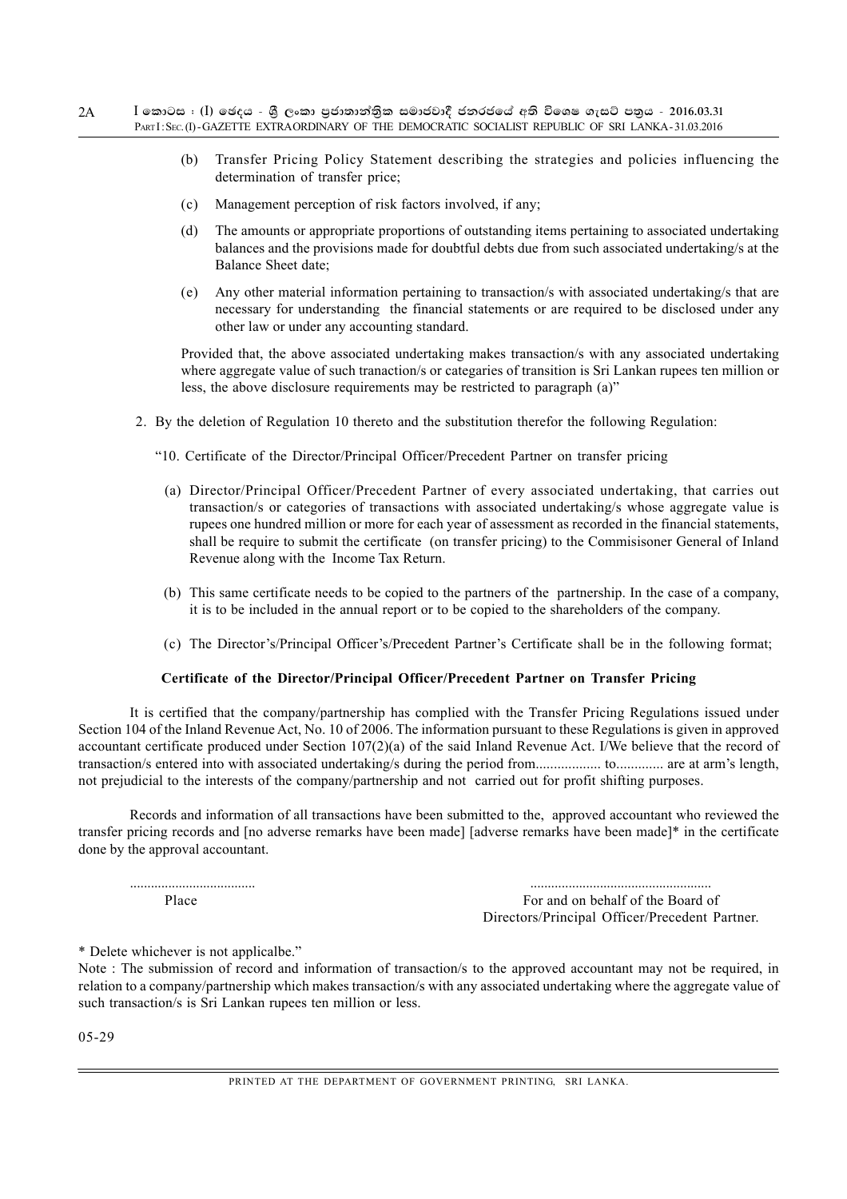(b) Transfer Pricing Policy Statement describing the strategies and policies influencing the determination of transfer price;

(c) Management perception of risk factors involved, if any;

(d) The amounts or appropriate proportions of outstanding items pertaining to associated undertaking balances and the provisions made for doubtful debts due from such associated undertaking/s at the Balance Sheet date;

(e) Any other material information pertaining to transaction/s with associated undertaking/s that are necessary for understanding the financial statements or are required to be disclosed under any other law or under any accounting standard.

Provided that, the above associated undertaking makes transaction/s with any associated undertaking where aggregate value of such tranaction/s or categaries of transition is Sri Lankan rupees ten million or less, the above disclosure requirements may be restricted to paragraph (a)"

2. By the deletion of Regulation 10 thereto and the substitution therefor the following Regulation:

"10. Certificate of the Director/Principal Officer/Precedent Partner on transfer pricing

(a) Director/Principal Officer/Precedent Partner of every associated undertaking, that carries out transaction/s or categories of transactions with associated undertaking/s whose aggregate value is rupees one hundred million or more for each year of assessment as recorded in the financial statements, shall be require to submit the certificate (on transfer pricing) to the Commisisoner General of Inland Revenue along with the Income Tax Return.

(b) This same certificate needs to be copied to the partners of the partnership. In the case of a company, it is to be included in the annual report or to be copied to the shareholders of the company.

(c) The Director's/Principal Officer's/Precedent Partner's Certificate shall be in the following format;

**Certificate of the Director/Principal Officer/Precedent Partner on Transfer Pricing**

It is certified that the company/partnership has complied with the Transfer Pricing Regulations issued under Section 104 of the Inland Revenue Act, No. 10 of 2006. The information pursuant to these Regulations is given in approved accountant certificate produced under Section 107(2)(a) of the said Inland Revenue Act. I/We believe that the record of transaction/s entered into with associated undertaking/s during the period from.................. to............. are at arm's length, not prejudicial to the interests of the company/partnership and not carried out for profit shifting purposes.

Records and information of all transactions have been submitted to the, approved accountant who reviewed the transfer pricing records and [no adverse remarks have been made] [adverse remarks have been made]* in the certificate done by the approval accountant.

...................................
Place

...................................................
For and on behalf of the Board of Directors/Principal Officer/Precedent Partner.

* Delete whichever is not applicalbe."

Note : The submission of record and information of transaction/s to the approved accountant may not be required, in relation to a company/partnership which makes transaction/s with any associated undertaking where the aggregate value of such transaction/s is Sri Lankan rupees ten million or less.

05-29

PRINTED AT THE DEPARTMENT OF GOVERNMENT PRINTING, SRI LANKA.